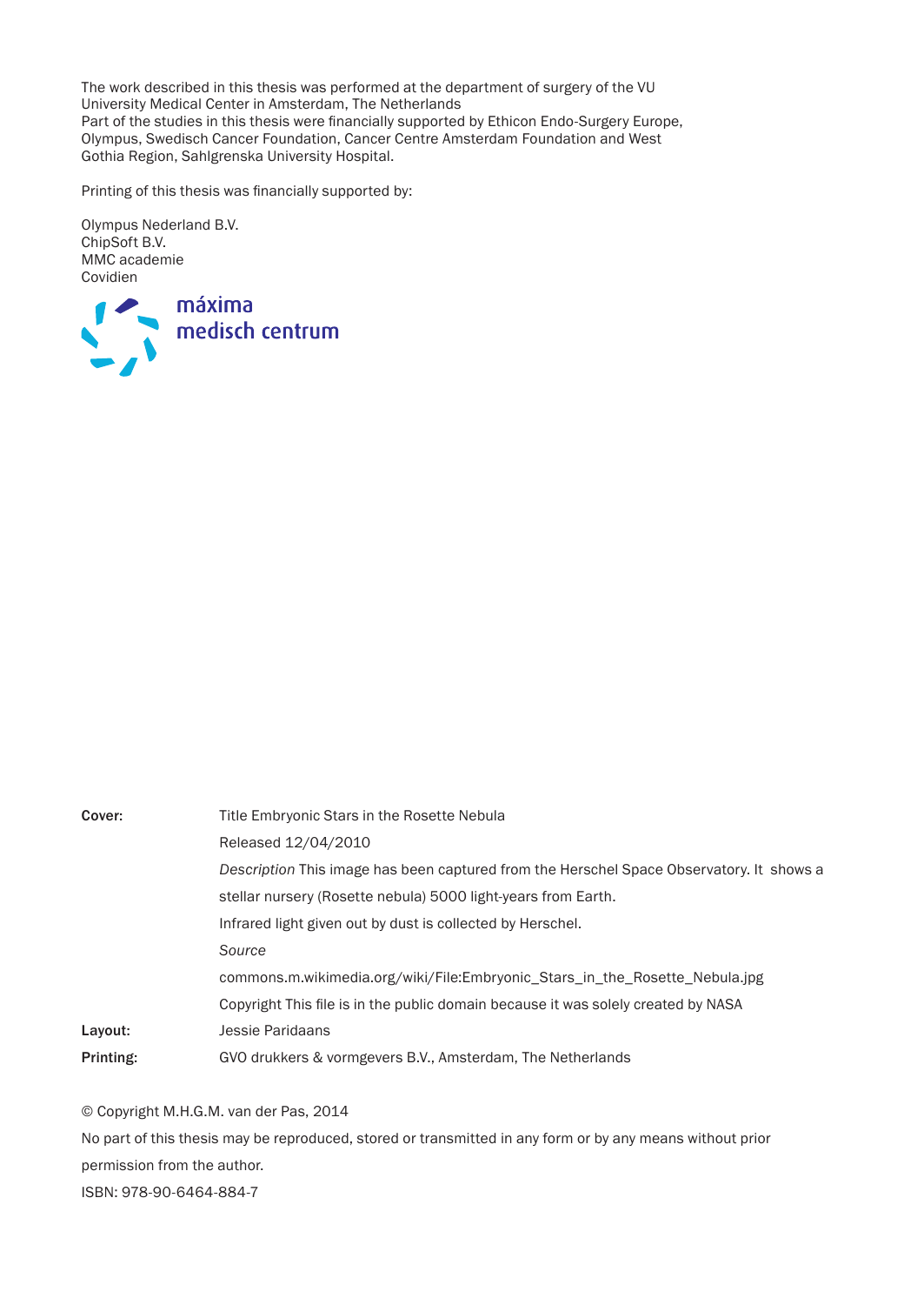The work described in this thesis was performed at the department of surgery of the VU University Medical Center in Amsterdam, The Netherlands
Part of the studies in this thesis were financially supported by Ethicon Endo-Surgery Europe, Olympus, Swedisch Cancer Foundation, Cancer Centre Amsterdam Foundation and West Gothia Region, Sahlgrenska University Hospital.

Printing of this thesis was financially supported by:

Olympus Nederland B.V.
ChipSoft B.V.
MMC academie
Covidien

máxima
medisch centrum

| | |
|---|---|
| **Cover:** | Title Embryonic Stars in the Rosette Nebula |
| | Released 12/04/2010 |
| | *Description* This image has been captured from the Herschel Space Observatory. It shows a stellar nursery (Rosette nebula) 5000 light-years from Earth. |
| | Infrared light given out by dust is collected by Herschel. |
| | *Source* |
| | commons.m.wikimedia.org/wiki/File:Embryonic_Stars_in_the_Rosette_Nebula.jpg |
| | Copyright This file is in the public domain because it was solely created by NASA |
| **Layout:** | Jessie Paridaans |
| **Printing:** | GVO drukkers & vormgevers B.V., Amsterdam, The Netherlands |

© Copyright M.H.G.M. van der Pas, 2014

No part of this thesis may be reproduced, stored or transmitted in any form or by any means without prior permission from the author.

ISBN: 978-90-6464-884-7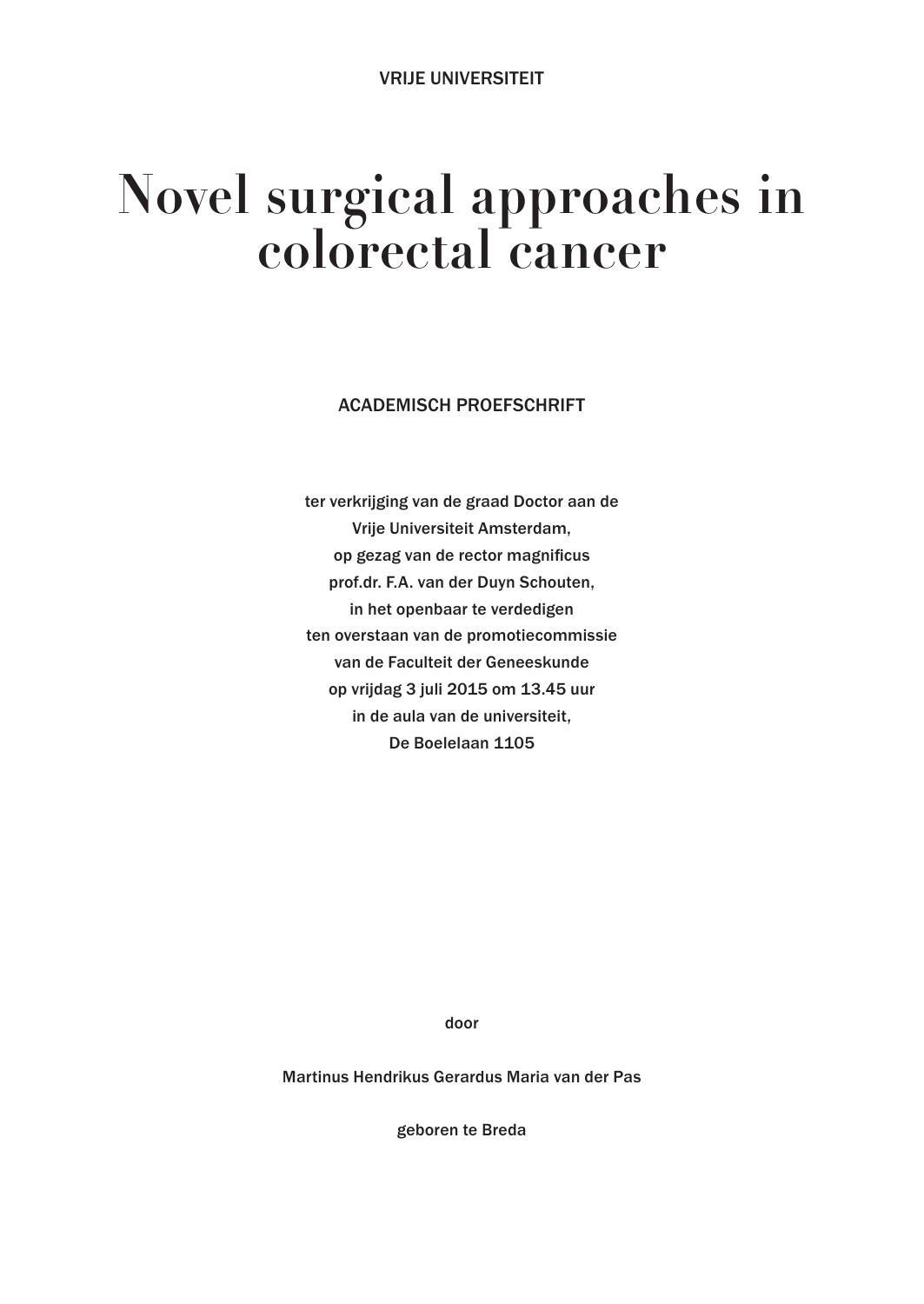VRIJE UNIVERSITEIT

# Novel surgical approaches in colorectal cancer

ACADEMISCH PROEFSCHRIFT

ter verkrijging van de graad Doctor aan de
Vrije Universiteit Amsterdam,
op gezag van de rector magnificus
prof.dr. F.A. van der Duyn Schouten,
in het openbaar te verdedigen
ten overstaan van de promotiecommissie
van de Faculteit der Geneeskunde
op vrijdag 3 juli 2015 om 13.45 uur
in de aula van de universiteit,
De Boelelaan 1105

door

Martinus Hendrikus Gerardus Maria van der Pas

geboren te Breda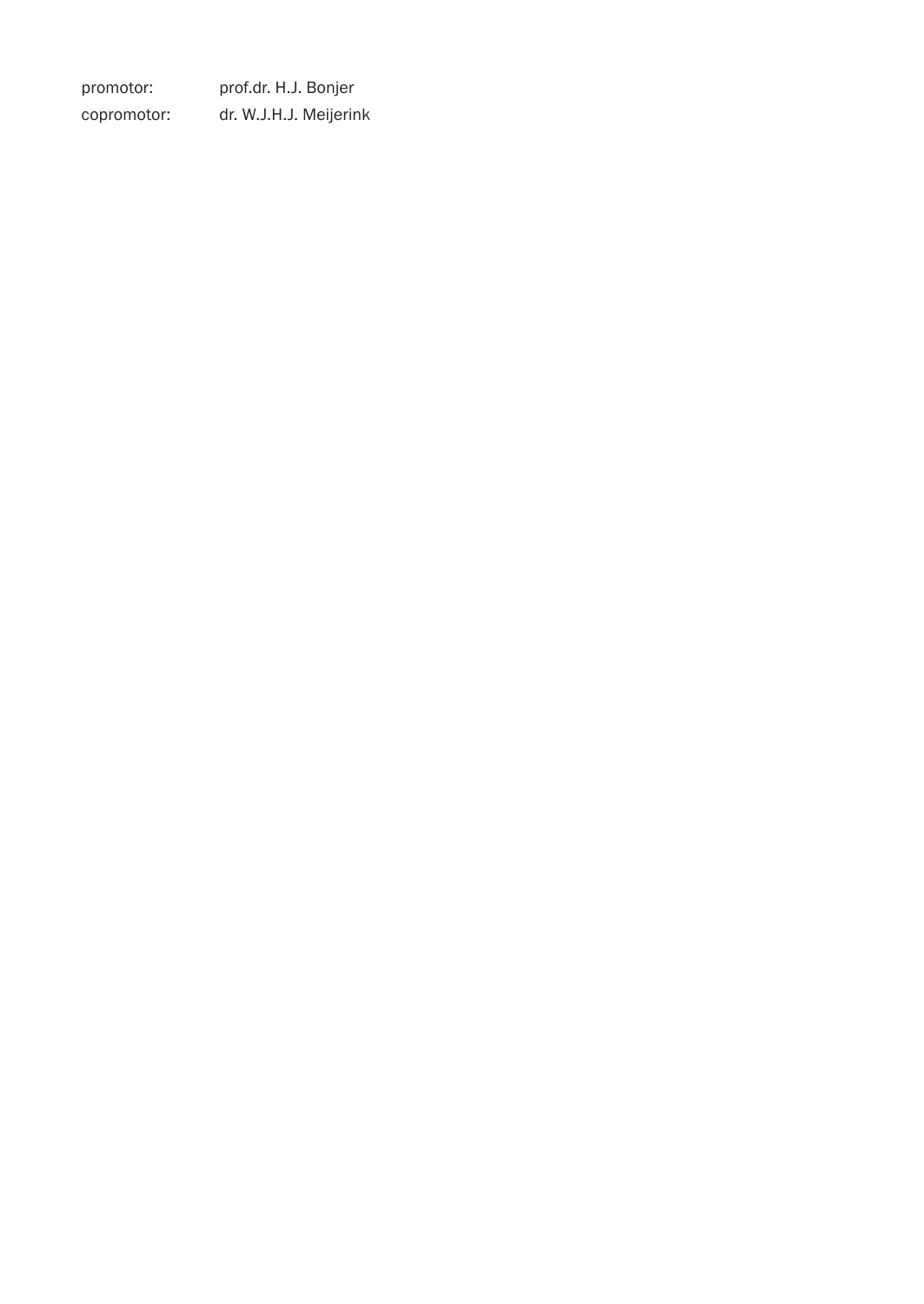promotor: prof.dr. H.J. Bonjer
copromotor: dr. W.J.H.J. Meijerink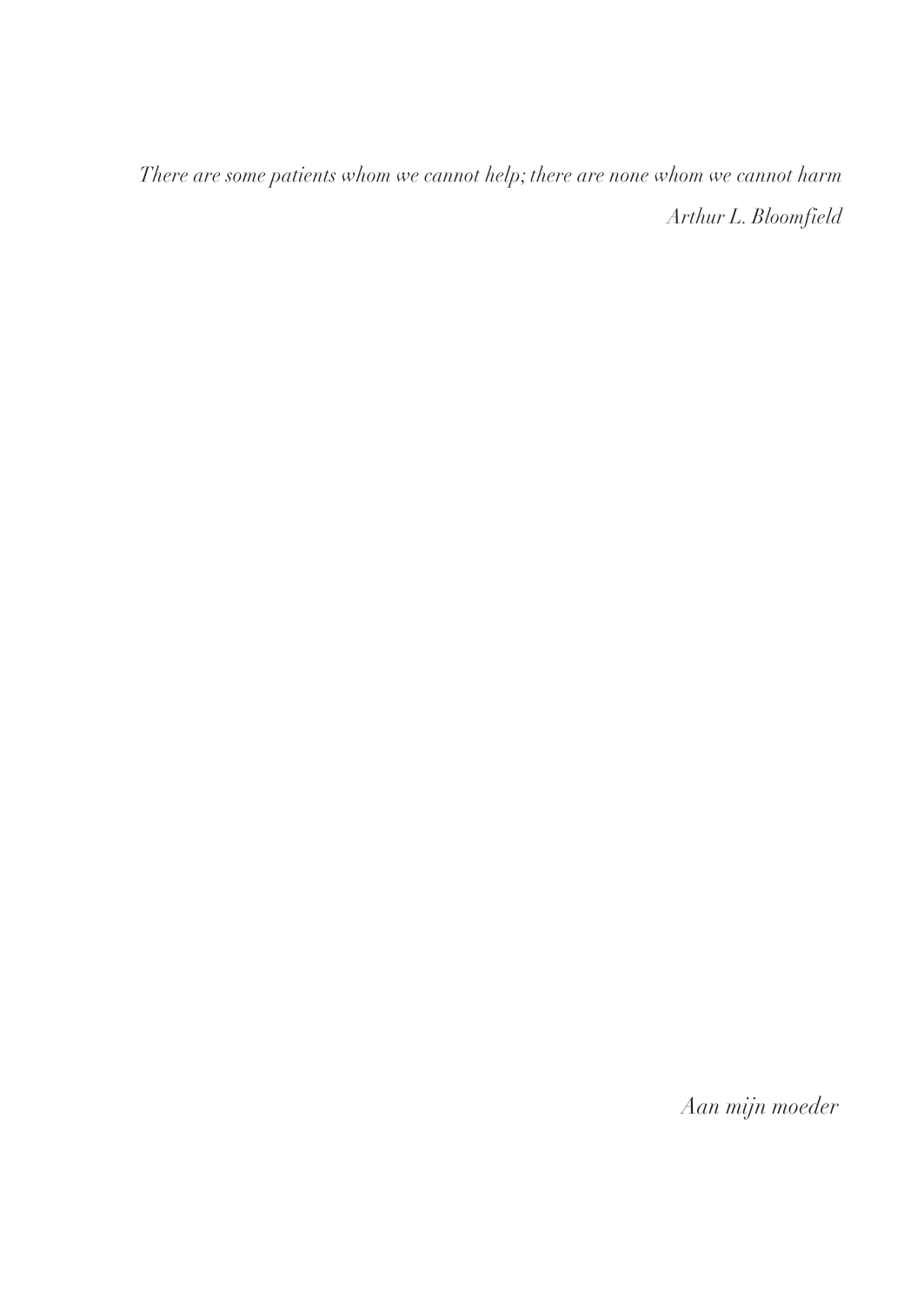*There are some patients whom we cannot help; there are none whom we cannot harm*

*Arthur L. Bloomfield*

*Aan mijn moeder*